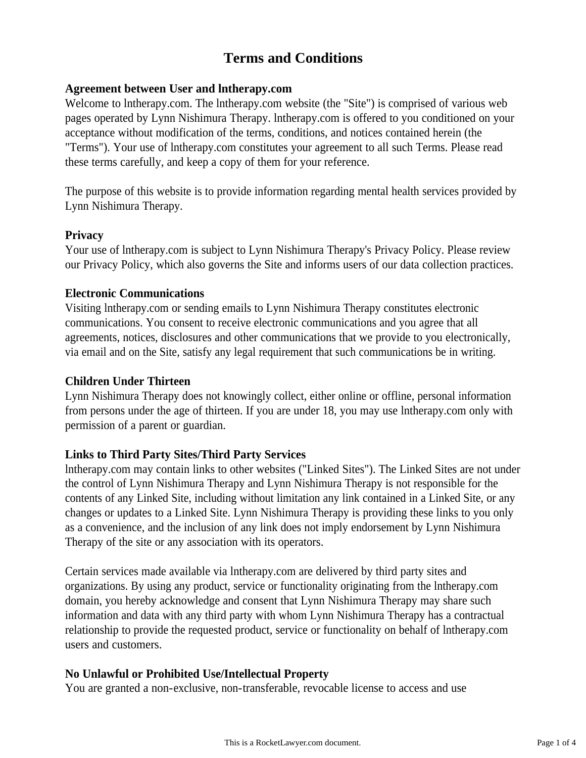# Terms and Conditions

## Agreement between User and lntherapy.com

Welcome to lntherapy.com. The lntherapy.com website (the "Site") is comprised of various web pages operated by Lynn Nishimura Therapy. lntherapy.com is offered to you conditioned on your acceptance without modification of the terms, conditions, and notices contained herein (the "Terms"). Your use of lntherapy.com constitutes your agreement to all such Terms. Please read these terms carefully, and keep a copy of them for your reference.

The purpose of this website is to provide information regarding mental health services provided by Lynn Nishimura Therapy.

## Privacy

Your use of lntherapy.com is subject to Lynn Nishimura Therapy's Privacy Policy. Please review our Privacy Policy, which also governs the Site and informs users of our data collection practices.

## Electronic Communications

Visiting lntherapy.com or sending emails to Lynn Nishimura Therapy constitutes electronic communications. You consent to receive electronic communications and you agree that all agreements, notices, disclosures and other communications that we provide to you electronically, via email and on the Site, satisfy any legal requirement that such communications be in writing.

## Children Under Thirteen

Lynn Nishimura Therapy does not knowingly collect, either online or offline, personal information from persons under the age of thirteen. If you are under 18, you may use lntherapy.com only with permission of a parent or guardian.

## Links to Third Party Sites/Third Party Services

lntherapy.com may contain links to other websites ("Linked Sites"). The Linked Sites are not under the control of Lynn Nishimura Therapy and Lynn Nishimura Therapy is not responsible for the contents of any Linked Site, including without limitation any link contained in a Linked Site, or any changes or updates to a Linked Site. Lynn Nishimura Therapy is providing these links to you only as a convenience, and the inclusion of any link does not imply endorsement by Lynn Nishimura Therapy of the site or any association with its operators.

Certain services made available via lntherapy.com are delivered by third party sites and organizations. By using any product, service or functionality originating from the lntherapy.com domain, you hereby acknowledge and consent that Lynn Nishimura Therapy may share such information and data with any third party with whom Lynn Nishimura Therapy has a contractual relationship to provide the requested product, service or functionality on behalf of lntherapy.com users and customers.

## No Unlawful or Prohibited Use/Intellectual Property

You are granted a non-exclusive, non-transferable, revocable license to access and use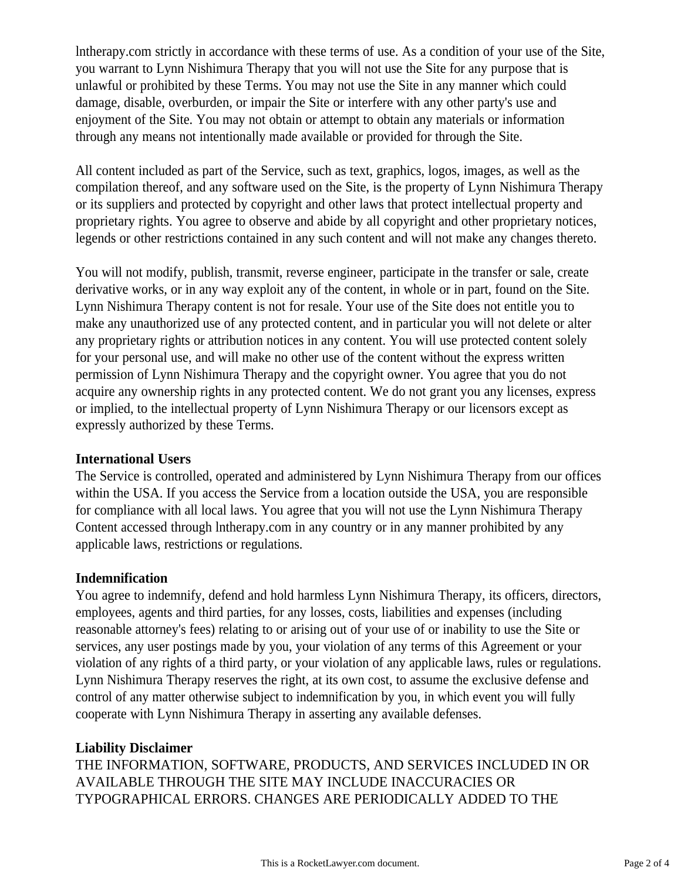lntherapy.com strictly in accordance with these terms of use. As a condition of your use of the Site, you warrant to Lynn Nishimura Therapy that you will not use the Site for any purpose that is unlawful or prohibited by these Terms. You may not use the Site in any manner which could damage, disable, overburden, or impair the Site or interfere with any other party's use and enjoyment of the Site. You may not obtain or attempt to obtain any materials or information through any means not intentionally made available or provided for through the Site.

All content included as part of the Service, such as text, graphics, logos, images, as well as the compilation thereof, and any software used on the Site, is the property of Lynn Nishimura Therapy or its suppliers and protected by copyright and other laws that protect intellectual property and proprietary rights. You agree to observe and abide by all copyright and other proprietary notices, legends or other restrictions contained in any such content and will not make any changes thereto.

You will not modify, publish, transmit, reverse engineer, participate in the transfer or sale, create derivative works, or in any way exploit any of the content, in whole or in part, found on the Site. Lynn Nishimura Therapy content is not for resale. Your use of the Site does not entitle you to make any unauthorized use of any protected content, and in particular you will not delete or alter any proprietary rights or attribution notices in any content. You will use protected content solely for your personal use, and will make no other use of the content without the express written permission of Lynn Nishimura Therapy and the copyright owner. You agree that you do not acquire any ownership rights in any protected content. We do not grant you any licenses, express or implied, to the intellectual property of Lynn Nishimura Therapy or our licensors except as expressly authorized by these Terms.

**International Users**
The Service is controlled, operated and administered by Lynn Nishimura Therapy from our offices within the USA. If you access the Service from a location outside the USA, you are responsible for compliance with all local laws. You agree that you will not use the Lynn Nishimura Therapy Content accessed through lntherapy.com in any country or in any manner prohibited by any applicable laws, restrictions or regulations.

**Indemnification**
You agree to indemnify, defend and hold harmless Lynn Nishimura Therapy, its officers, directors, employees, agents and third parties, for any losses, costs, liabilities and expenses (including reasonable attorney's fees) relating to or arising out of your use of or inability to use the Site or services, any user postings made by you, your violation of any terms of this Agreement or your violation of any rights of a third party, or your violation of any applicable laws, rules or regulations. Lynn Nishimura Therapy reserves the right, at its own cost, to assume the exclusive defense and control of any matter otherwise subject to indemnification by you, in which event you will fully cooperate with Lynn Nishimura Therapy in asserting any available defenses.

**Liability Disclaimer**
THE INFORMATION, SOFTWARE, PRODUCTS, AND SERVICES INCLUDED IN OR AVAILABLE THROUGH THE SITE MAY INCLUDE INACCURACIES OR TYPOGRAPHICAL ERRORS. CHANGES ARE PERIODICALLY ADDED TO THE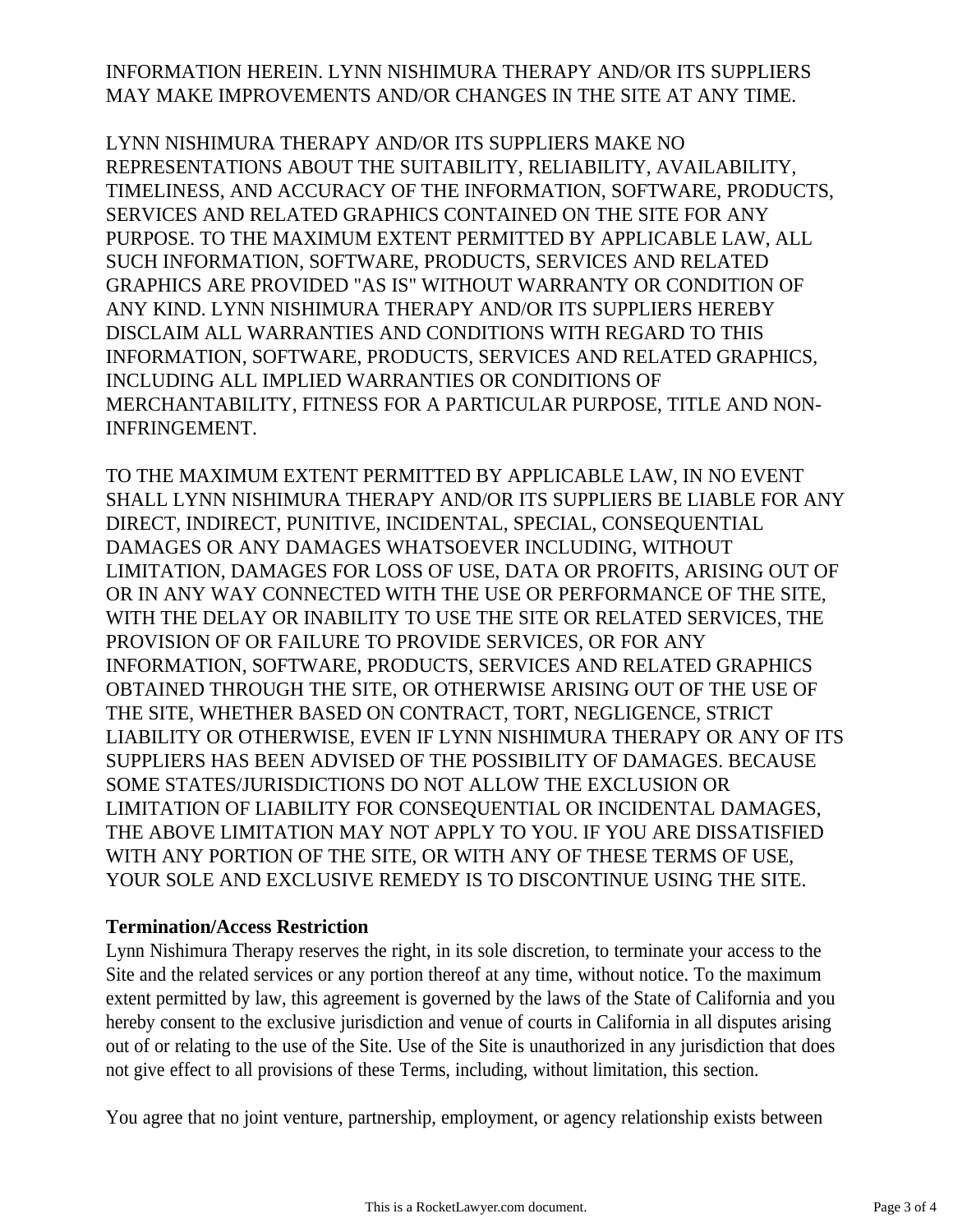INFORMATION HEREIN. LYNN NISHIMURA THERAPY AND/OR ITS SUPPLIERS MAY MAKE IMPROVEMENTS AND/OR CHANGES IN THE SITE AT ANY TIME.

LYNN NISHIMURA THERAPY AND/OR ITS SUPPLIERS MAKE NO REPRESENTATIONS ABOUT THE SUITABILITY, RELIABILITY, AVAILABILITY, TIMELINESS, AND ACCURACY OF THE INFORMATION, SOFTWARE, PRODUCTS, SERVICES AND RELATED GRAPHICS CONTAINED ON THE SITE FOR ANY PURPOSE. TO THE MAXIMUM EXTENT PERMITTED BY APPLICABLE LAW, ALL SUCH INFORMATION, SOFTWARE, PRODUCTS, SERVICES AND RELATED GRAPHICS ARE PROVIDED "AS IS" WITHOUT WARRANTY OR CONDITION OF ANY KIND. LYNN NISHIMURA THERAPY AND/OR ITS SUPPLIERS HEREBY DISCLAIM ALL WARRANTIES AND CONDITIONS WITH REGARD TO THIS INFORMATION, SOFTWARE, PRODUCTS, SERVICES AND RELATED GRAPHICS, INCLUDING ALL IMPLIED WARRANTIES OR CONDITIONS OF MERCHANTABILITY, FITNESS FOR A PARTICULAR PURPOSE, TITLE AND NON-INFRINGEMENT.

TO THE MAXIMUM EXTENT PERMITTED BY APPLICABLE LAW, IN NO EVENT SHALL LYNN NISHIMURA THERAPY AND/OR ITS SUPPLIERS BE LIABLE FOR ANY DIRECT, INDIRECT, PUNITIVE, INCIDENTAL, SPECIAL, CONSEQUENTIAL DAMAGES OR ANY DAMAGES WHATSOEVER INCLUDING, WITHOUT LIMITATION, DAMAGES FOR LOSS OF USE, DATA OR PROFITS, ARISING OUT OF OR IN ANY WAY CONNECTED WITH THE USE OR PERFORMANCE OF THE SITE, WITH THE DELAY OR INABILITY TO USE THE SITE OR RELATED SERVICES, THE PROVISION OF OR FAILURE TO PROVIDE SERVICES, OR FOR ANY INFORMATION, SOFTWARE, PRODUCTS, SERVICES AND RELATED GRAPHICS OBTAINED THROUGH THE SITE, OR OTHERWISE ARISING OUT OF THE USE OF THE SITE, WHETHER BASED ON CONTRACT, TORT, NEGLIGENCE, STRICT LIABILITY OR OTHERWISE, EVEN IF LYNN NISHIMURA THERAPY OR ANY OF ITS SUPPLIERS HAS BEEN ADVISED OF THE POSSIBILITY OF DAMAGES. BECAUSE SOME STATES/JURISDICTIONS DO NOT ALLOW THE EXCLUSION OR LIMITATION OF LIABILITY FOR CONSEQUENTIAL OR INCIDENTAL DAMAGES, THE ABOVE LIMITATION MAY NOT APPLY TO YOU. IF YOU ARE DISSATISFIED WITH ANY PORTION OF THE SITE, OR WITH ANY OF THESE TERMS OF USE, YOUR SOLE AND EXCLUSIVE REMEDY IS TO DISCONTINUE USING THE SITE.

**Termination/Access Restriction**

Lynn Nishimura Therapy reserves the right, in its sole discretion, to terminate your access to the Site and the related services or any portion thereof at any time, without notice. To the maximum extent permitted by law, this agreement is governed by the laws of the State of California and you hereby consent to the exclusive jurisdiction and venue of courts in California in all disputes arising out of or relating to the use of the Site. Use of the Site is unauthorized in any jurisdiction that does not give effect to all provisions of these Terms, including, without limitation, this section.

You agree that no joint venture, partnership, employment, or agency relationship exists between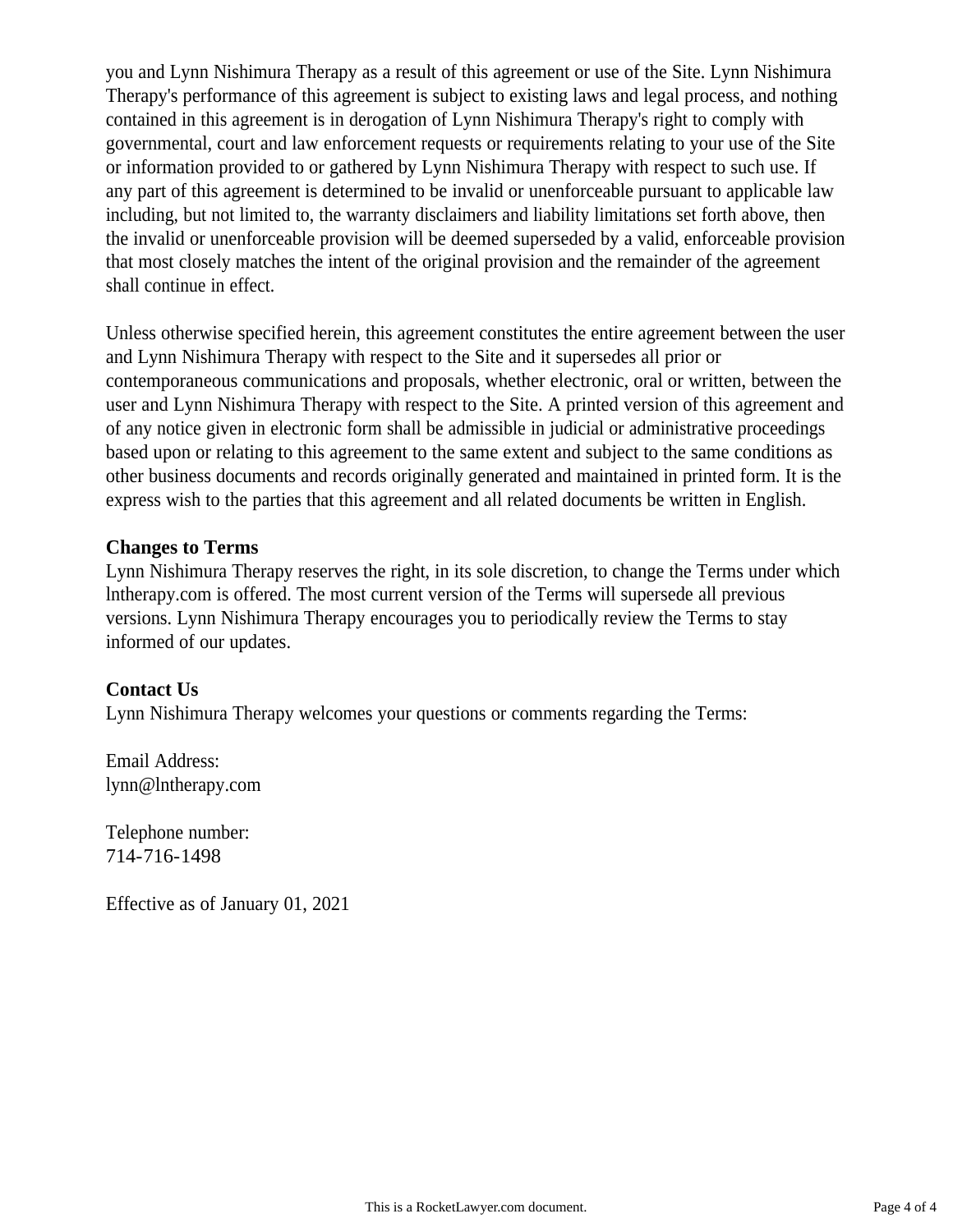you and Lynn Nishimura Therapy as a result of this agreement or use of the Site. Lynn Nishimura Therapy's performance of this agreement is subject to existing laws and legal process, and nothing contained in this agreement is in derogation of Lynn Nishimura Therapy's right to comply with governmental, court and law enforcement requests or requirements relating to your use of the Site or information provided to or gathered by Lynn Nishimura Therapy with respect to such use. If any part of this agreement is determined to be invalid or unenforceable pursuant to applicable law including, but not limited to, the warranty disclaimers and liability limitations set forth above, then the invalid or unenforceable provision will be deemed superseded by a valid, enforceable provision that most closely matches the intent of the original provision and the remainder of the agreement shall continue in effect.

Unless otherwise specified herein, this agreement constitutes the entire agreement between the user and Lynn Nishimura Therapy with respect to the Site and it supersedes all prior or contemporaneous communications and proposals, whether electronic, oral or written, between the user and Lynn Nishimura Therapy with respect to the Site. A printed version of this agreement and of any notice given in electronic form shall be admissible in judicial or administrative proceedings based upon or relating to this agreement to the same extent and subject to the same conditions as other business documents and records originally generated and maintained in printed form. It is the express wish to the parties that this agreement and all related documents be written in English.

**Changes to Terms**

Lynn Nishimura Therapy reserves the right, in its sole discretion, to change the Terms under which lntherapy.com is offered. The most current version of the Terms will supersede all previous versions. Lynn Nishimura Therapy encourages you to periodically review the Terms to stay informed of our updates.

**Contact Us**

Lynn Nishimura Therapy welcomes your questions or comments regarding the Terms:

Email Address:
lynn@lntherapy.com

Telephone number:
714-716-1498

Effective as of January 01, 2021